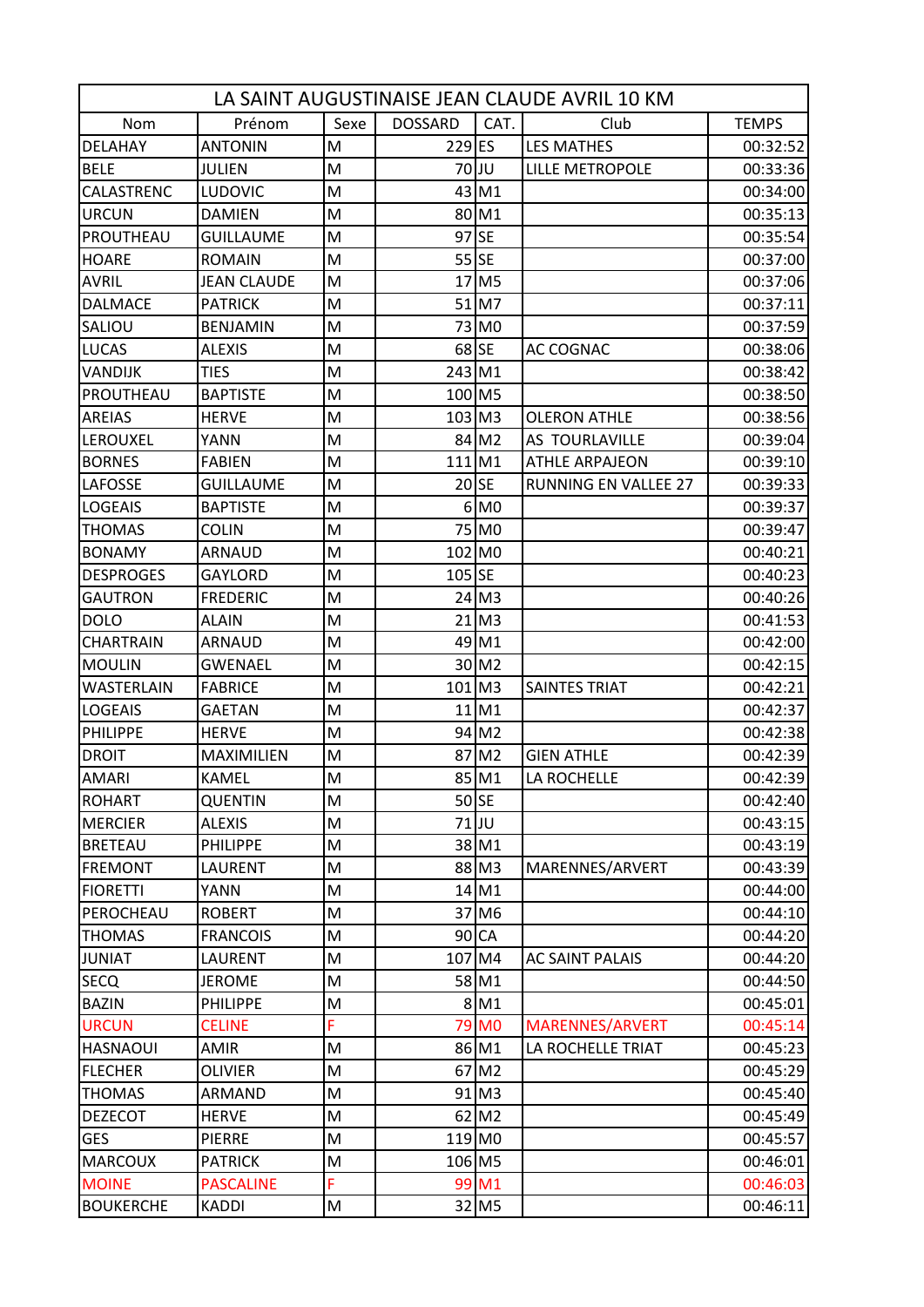| LA SAINT AUGUSTINAISE JEAN CLAUDE AVRIL 10 KM | | | | | | |
|---|---|---|---|---|---|---|
| Nom | Prénom | Sexe | DOSSARD | CAT. | Club | TEMPS |
| DELAHAY | ANTONIN | M | 229 | ES | LES MATHES | 00:32:52 |
| BELE | JULIEN | M | 70 | JU | LILLE METROPOLE | 00:33:36 |
| CALASTRENC | LUDOVIC | M | 43 | M1 | | 00:34:00 |
| URCUN | DAMIEN | M | 80 | M1 | | 00:35:13 |
| PROUTHEAU | GUILLAUME | M | 97 | SE | | 00:35:54 |
| HOARE | ROMAIN | M | 55 | SE | | 00:37:00 |
| AVRIL | JEAN CLAUDE | M | 17 | M5 | | 00:37:06 |
| DALMACE | PATRICK | M | 51 | M7 | | 00:37:11 |
| SALIOU | BENJAMIN | M | 73 | M0 | | 00:37:59 |
| LUCAS | ALEXIS | M | 68 | SE | AC COGNAC | 00:38:06 |
| VANDIJK | TIES | M | 243 | M1 | | 00:38:42 |
| PROUTHEAU | BAPTISTE | M | 100 | M5 | | 00:38:50 |
| AREIAS | HERVE | M | 103 | M3 | OLERON ATHLE | 00:38:56 |
| LEROUXEL | YANN | M | 84 | M2 | AS TOURLAVILLE | 00:39:04 |
| BORNES | FABIEN | M | 111 | M1 | ATHLE ARPAJEON | 00:39:10 |
| LAFOSSE | GUILLAUME | M | 20 | SE | RUNNING EN VALLEE 27 | 00:39:33 |
| LOGEAIS | BAPTISTE | M | 6 | M0 | | 00:39:37 |
| THOMAS | COLIN | M | 75 | M0 | | 00:39:47 |
| BONAMY | ARNAUD | M | 102 | M0 | | 00:40:21 |
| DESPROGES | GAYLORD | M | 105 | SE | | 00:40:23 |
| GAUTRON | FREDERIC | M | 24 | M3 | | 00:40:26 |
| DOLO | ALAIN | M | 21 | M3 | | 00:41:53 |
| CHARTRAIN | ARNAUD | M | 49 | M1 | | 00:42:00 |
| MOULIN | GWENAEL | M | 30 | M2 | | 00:42:15 |
| WASTERLAIN | FABRICE | M | 101 | M3 | SAINTES TRIAT | 00:42:21 |
| LOGEAIS | GAETAN | M | 11 | M1 | | 00:42:37 |
| PHILIPPE | HERVE | M | 94 | M2 | | 00:42:38 |
| DROIT | MAXIMILIEN | M | 87 | M2 | GIEN ATHLE | 00:42:39 |
| AMARI | KAMEL | M | 85 | M1 | LA ROCHELLE | 00:42:39 |
| ROHART | QUENTIN | M | 50 | SE | | 00:42:40 |
| MERCIER | ALEXIS | M | 71 | JU | | 00:43:15 |
| BRETEAU | PHILIPPE | M | 38 | M1 | | 00:43:19 |
| FREMONT | LAURENT | M | 88 | M3 | MARENNES/ARVERT | 00:43:39 |
| FIORETTI | YANN | M | 14 | M1 | | 00:44:00 |
| PEROCHEAU | ROBERT | M | 37 | M6 | | 00:44:10 |
| THOMAS | FRANCOIS | M | 90 | CA | | 00:44:20 |
| JUNIAT | LAURENT | M | 107 | M4 | AC SAINT PALAIS | 00:44:20 |
| SECQ | JEROME | M | 58 | M1 | | 00:44:50 |
| BAZIN | PHILIPPE | M | 8 | M1 | | 00:45:01 |
| URCUN | CELINE | F | 79 | M0 | MARENNES/ARVERT | 00:45:14 |
| HASNAOUI | AMIR | M | 86 | M1 | LA ROCHELLE TRIAT | 00:45:23 |
| FLECHER | OLIVIER | M | 67 | M2 | | 00:45:29 |
| THOMAS | ARMAND | M | 91 | M3 | | 00:45:40 |
| DEZECOT | HERVE | M | 62 | M2 | | 00:45:49 |
| GES | PIERRE | M | 119 | M0 | | 00:45:57 |
| MARCOUX | PATRICK | M | 106 | M5 | | 00:46:01 |
| MOINE | PASCALINE | F | 99 | M1 | | 00:46:03 |
| BOUKERCHE | KADDI | M | 32 | M5 | | 00:46:11 |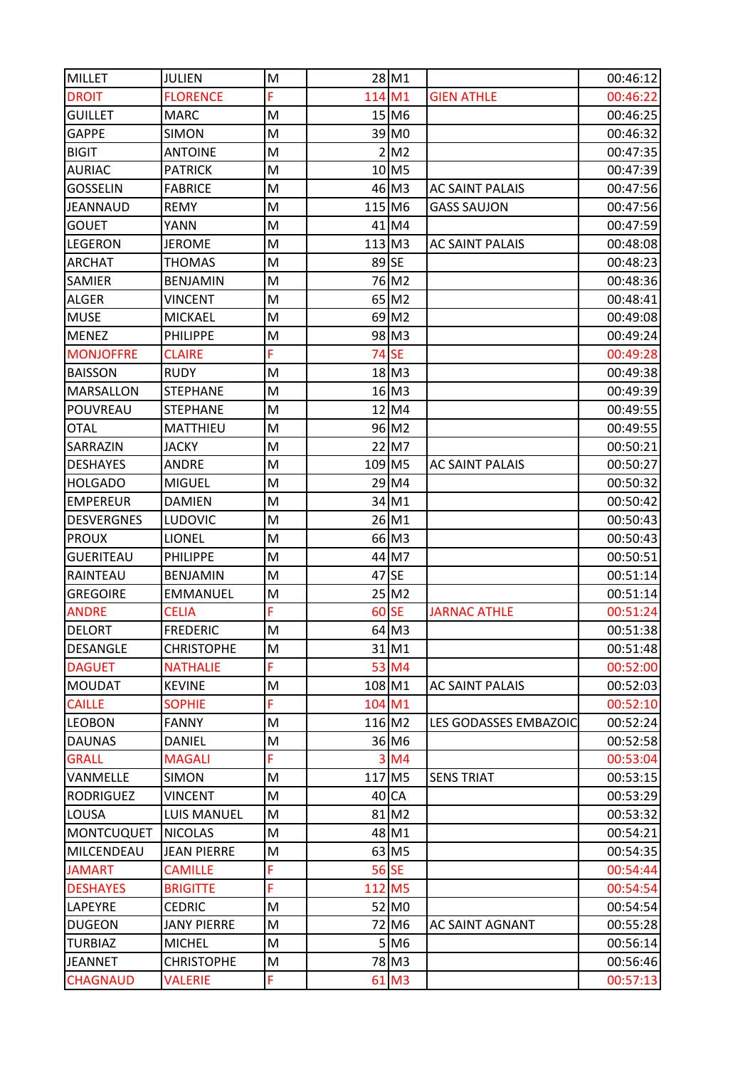| | | | | | | |
|---|---|---|---|---|---|---|
| MILLET | JULIEN | M | 28 | M1 | | 00:46:12 |
| DROIT | FLORENCE | F | 114 | M1 | GIEN ATHLE | 00:46:22 |
| GUILLET | MARC | M | 15 | M6 | | 00:46:25 |
| GAPPE | SIMON | M | 39 | M0 | | 00:46:32 |
| BIGIT | ANTOINE | M | 2 | M2 | | 00:47:35 |
| AURIAC | PATRICK | M | 10 | M5 | | 00:47:39 |
| GOSSELIN | FABRICE | M | 46 | M3 | AC SAINT PALAIS | 00:47:56 |
| JEANNAUD | REMY | M | 115 | M6 | GASS SAUJON | 00:47:56 |
| GOUET | YANN | M | 41 | M4 | | 00:47:59 |
| LEGERON | JEROME | M | 113 | M3 | AC SAINT PALAIS | 00:48:08 |
| ARCHAT | THOMAS | M | 89 | SE | | 00:48:23 |
| SAMIER | BENJAMIN | M | 76 | M2 | | 00:48:36 |
| ALGER | VINCENT | M | 65 | M2 | | 00:48:41 |
| MUSE | MICKAEL | M | 69 | M2 | | 00:49:08 |
| MENEZ | PHILIPPE | M | 98 | M3 | | 00:49:24 |
| MONJOFFRE | CLAIRE | F | 74 | SE | | 00:49:28 |
| BAISSON | RUDY | M | 18 | M3 | | 00:49:38 |
| MARSALLON | STEPHANE | M | 16 | M3 | | 00:49:39 |
| POUVREAU | STEPHANE | M | 12 | M4 | | 00:49:55 |
| OTAL | MATTHIEU | M | 96 | M2 | | 00:49:55 |
| SARRAZIN | JACKY | M | 22 | M7 | | 00:50:21 |
| DESHAYES | ANDRE | M | 109 | M5 | AC SAINT PALAIS | 00:50:27 |
| HOLGADO | MIGUEL | M | 29 | M4 | | 00:50:32 |
| EMPEREUR | DAMIEN | M | 34 | M1 | | 00:50:42 |
| DESVERGNES | LUDOVIC | M | 26 | M1 | | 00:50:43 |
| PROUX | LIONEL | M | 66 | M3 | | 00:50:43 |
| GUERITEAU | PHILIPPE | M | 44 | M7 | | 00:50:51 |
| RAINTEAU | BENJAMIN | M | 47 | SE | | 00:51:14 |
| GREGOIRE | EMMANUEL | M | 25 | M2 | | 00:51:14 |
| ANDRE | CELIA | F | 60 | SE | JARNAC ATHLE | 00:51:24 |
| DELORT | FREDERIC | M | 64 | M3 | | 00:51:38 |
| DESANGLE | CHRISTOPHE | M | 31 | M1 | | 00:51:48 |
| DAGUET | NATHALIE | F | 53 | M4 | | 00:52:00 |
| MOUDAT | KEVINE | M | 108 | M1 | AC SAINT PALAIS | 00:52:03 |
| CAILLE | SOPHIE | F | 104 | M1 | | 00:52:10 |
| LEOBON | FANNY | M | 116 | M2 | LES GODASSES EMBAZOIC | 00:52:24 |
| DAUNAS | DANIEL | M | 36 | M6 | | 00:52:58 |
| GRALL | MAGALI | F | 3 | M4 | | 00:53:04 |
| VANMELLE | SIMON | M | 117 | M5 | SENS TRIAT | 00:53:15 |
| RODRIGUEZ | VINCENT | M | 40 | CA | | 00:53:29 |
| LOUSA | LUIS MANUEL | M | 81 | M2 | | 00:53:32 |
| MONTCUQUET | NICOLAS | M | 48 | M1 | | 00:54:21 |
| MILCENDEAU | JEAN PIERRE | M | 63 | M5 | | 00:54:35 |
| JAMART | CAMILLE | F | 56 | SE | | 00:54:44 |
| DESHAYES | BRIGITTE | F | 112 | M5 | | 00:54:54 |
| LAPEYRE | CEDRIC | M | 52 | M0 | | 00:54:54 |
| DUGEON | JANY PIERRE | M | 72 | M6 | AC SAINT AGNANT | 00:55:28 |
| TURBIAZ | MICHEL | M | 5 | M6 | | 00:56:14 |
| JEANNET | CHRISTOPHE | M | 78 | M3 | | 00:56:46 |
| CHAGNAUD | VALERIE | F | 61 | M3 | | 00:57:13 |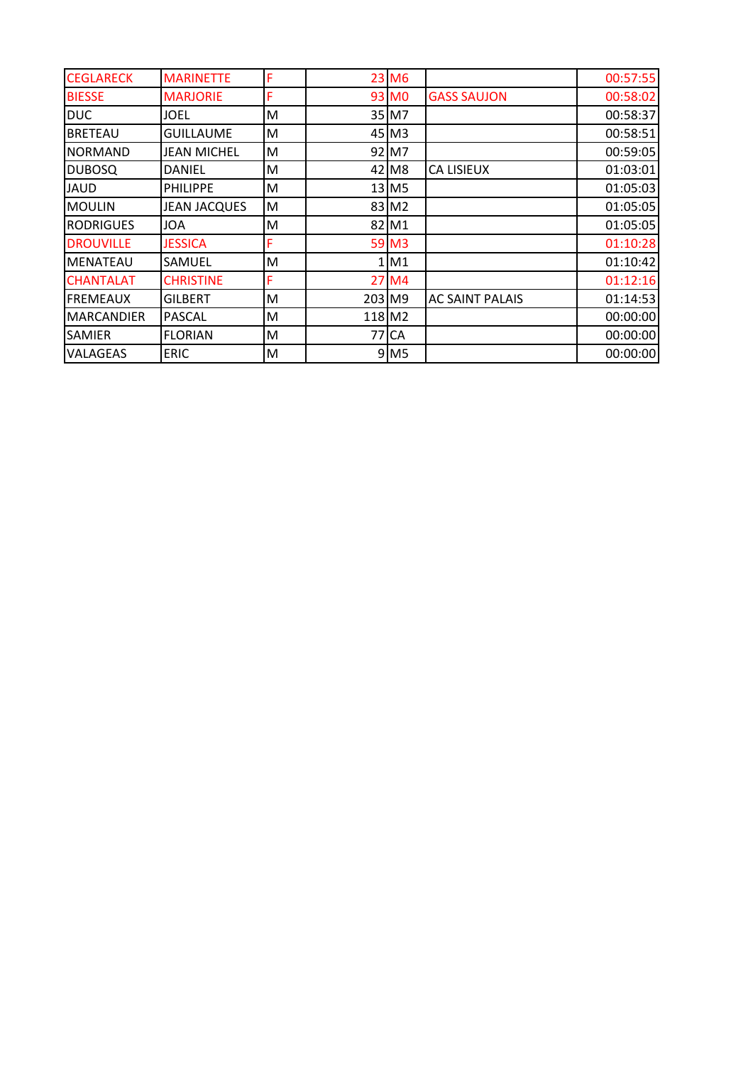| | | | | | | |
|---|---|---|---|---|---|---|
| CEGLARECK | MARINETTE | F | 23 | M6 | | 00:57:55 |
| BIESSE | MARJORIE | F | 93 | M0 | GASS SAUJON | 00:58:02 |
| DUC | JOEL | M | 35 | M7 | | 00:58:37 |
| BRETEAU | GUILLAUME | M | 45 | M3 | | 00:58:51 |
| NORMAND | JEAN MICHEL | M | 92 | M7 | | 00:59:05 |
| DUBOSQ | DANIEL | M | 42 | M8 | CA LISIEUX | 01:03:01 |
| JAUD | PHILIPPE | M | 13 | M5 | | 01:05:03 |
| MOULIN | JEAN JACQUES | M | 83 | M2 | | 01:05:05 |
| RODRIGUES | JOA | M | 82 | M1 | | 01:05:05 |
| DROUVILLE | JESSICA | F | 59 | M3 | | 01:10:28 |
| MENATEAU | SAMUEL | M | 1 | M1 | | 01:10:42 |
| CHANTALAT | CHRISTINE | F | 27 | M4 | | 01:12:16 |
| FREMEAUX | GILBERT | M | 203 | M9 | AC SAINT PALAIS | 01:14:53 |
| MARCANDIER | PASCAL | M | 118 | M2 | | 00:00:00 |
| SAMIER | FLORIAN | M | 77 | CA | | 00:00:00 |
| VALAGEAS | ERIC | M | 9 | M5 | | 00:00:00 |